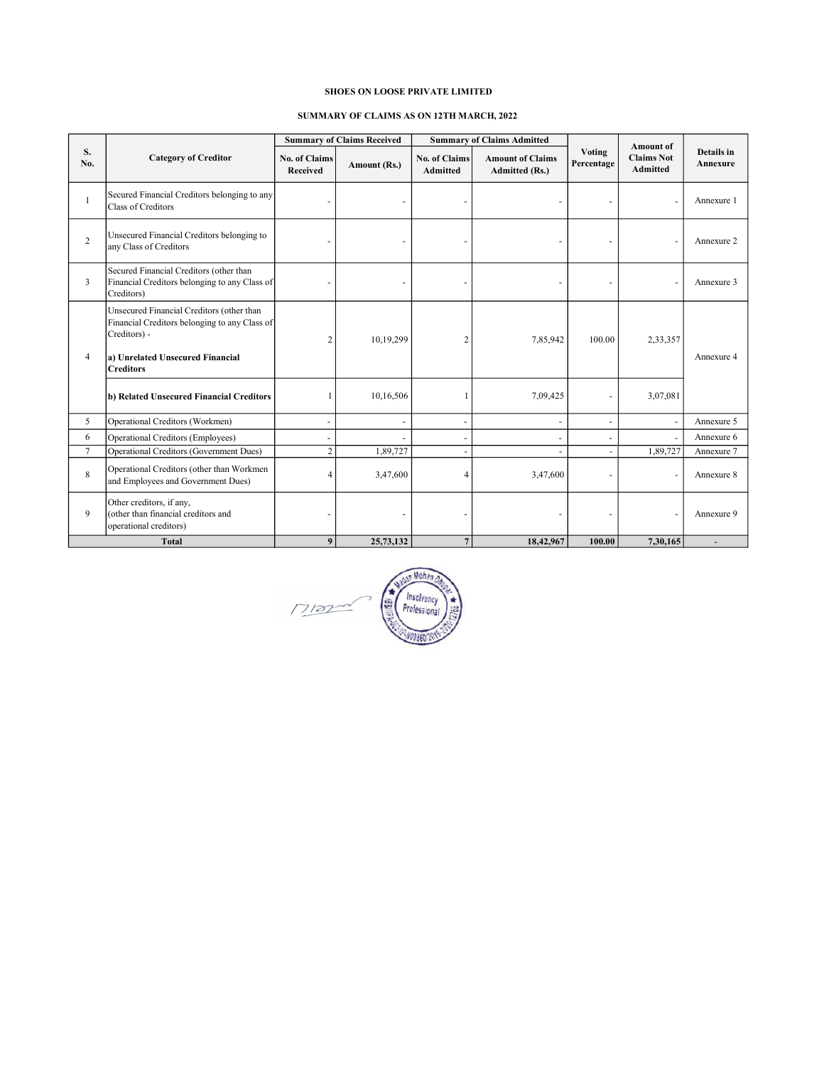**SHOES ON LOOSE PRIVATE LIMITED**

**SUMMARY OF CLAIMS AS ON 12TH MARCH, 2022**

| S. No. | Category of Creditor | Summary of Claims Received | | Summary of Claims Admitted | | Voting Percentage | Amount of Claims Not Admitted | Details in Annexure |
|---|---|---|---|---|---|---|---|---|
| | | No. of Claims Received | Amount (Rs.) | No. of Claims Admitted | Amount of Claims Admitted (Rs.) | | | |
| 1 | Secured Financial Creditors belonging to any Class of Creditors | - | - | - | - | - | - | Annexure 1 |
| 2 | Unsecured Financial Creditors belonging to any Class of Creditors | - | - | - | - | - | - | Annexure 2 |
| 3 | Secured Financial Creditors (other than Financial Creditors belonging to any Class of Creditors) | - | - | - | - | - | - | Annexure 3 |
| 4 | Unsecured Financial Creditors (other than Financial Creditors belonging to any Class of Creditors) - **a) Unrelated Unsecured Financial Creditors** | 2 | 10,19,299 | 2 | 7,85,942 | 100.00 | 2,33,357 | Annexure 4 |
| | **b) Related Unsecured Financial Creditors** | 1 | 10,16,506 | 1 | 7,09,425 | - | 3,07,081 | |
| 5 | Operational Creditors (Workmen) | - | - | - | - | - | - | Annexure 5 |
| 6 | Operational Creditors (Employees) | - | - | - | - | - | - | Annexure 6 |
| 7 | Operational Creditors (Government Dues) | 2 | 1,89,727 | - | - | - | 1,89,727 | Annexure 7 |
| 8 | Operational Creditors (other than Workmen and Employees and Government Dues) | 4 | 3,47,600 | 4 | 3,47,600 | - | - | Annexure 8 |
| 9 | Other creditors, if any, (other than financial creditors and operational creditors) | - | - | - | - | - | - | Annexure 9 |
| **Total** | | **9** | **25,73,132** | **7** | **18,42,967** | **100.00** | **7,30,165** | - |

Madan Mohan Dhupar
Insolvency Professional
IBBI/IPA-001/IP-N00860/2019-2020/12765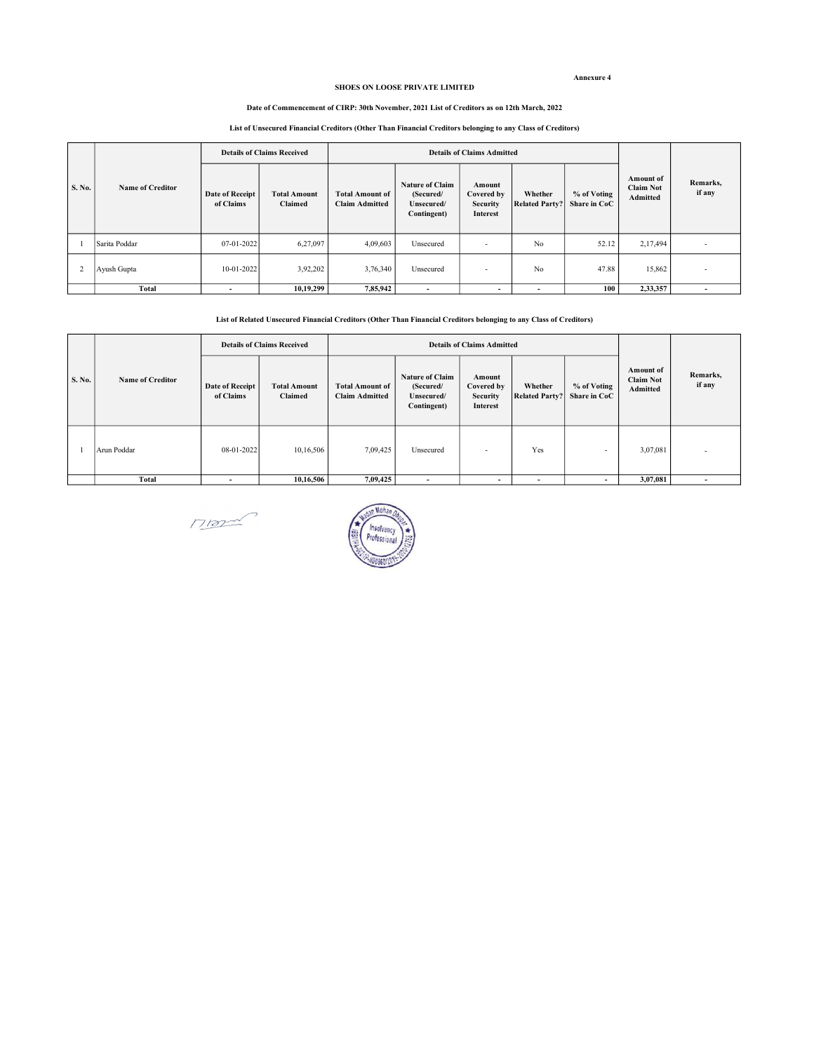Annexure 4

**SHOES ON LOOSE PRIVATE LIMITED**

**Date of Commencement of CIRP: 30th November, 2021 List of Creditors as on 12th March, 2022**

**List of Unsecured Financial Creditors (Other Than Financial Creditors belonging to any Class of Creditors)**

| S. No. | Name of Creditor | Details of Claims Received | | Details of Claims Admitted | | | | | Amount of Claim Not Admitted | Remarks, if any |
|---|---|---|---|---|---|---|---|---|---|---|
| | | Date of Receipt of Claims | Total Amount Claimed | Total Amount of Claim Admitted | Nature of Claim (Secured/ Unsecured/ Contingent) | Amount Covered by Security Interest | Whether Related Party? | % of Voting Share in CoC | | |
| 1 | Sarita Poddar | 07-01-2022 | 6,27,097 | 4,09,603 | Unsecured | - | No | 52.12 | 2,17,494 | - |
| 2 | Ayush Gupta | 10-01-2022 | 3,92,202 | 3,76,340 | Unsecured | - | No | 47.88 | 15,862 | - |
| | **Total** | **-** | **10,19,299** | **7,85,942** | **-** | **-** | **-** | **100** | **2,33,357** | **-** |

**List of Related Unsecured Financial Creditors (Other Than Financial Creditors belonging to any Class of Creditors)**

| S. No. | Name of Creditor | Details of Claims Received | | Details of Claims Admitted | | | | | Amount of Claim Not Admitted | Remarks, if any |
|---|---|---|---|---|---|---|---|---|---|---|
| | | Date of Receipt of Claims | Total Amount Claimed | Total Amount of Claim Admitted | Nature of Claim (Secured/ Unsecured/ Contingent) | Amount Covered by Security Interest | Whether Related Party? | % of Voting Share in CoC | | |
| 1 | Arun Poddar | 08-01-2022 | 10,16,506 | 7,09,425 | Unsecured | - | Yes | - | 3,07,081 | - |
| | **Total** | **-** | **10,16,506** | **7,09,425** | **-** | **-** | **-** | **-** | **3,07,081** | **-** |

Madan Mohan Dhiman
Insolvency Professional
IBBI/IPA-002/IP-N00960/2019-2020/12966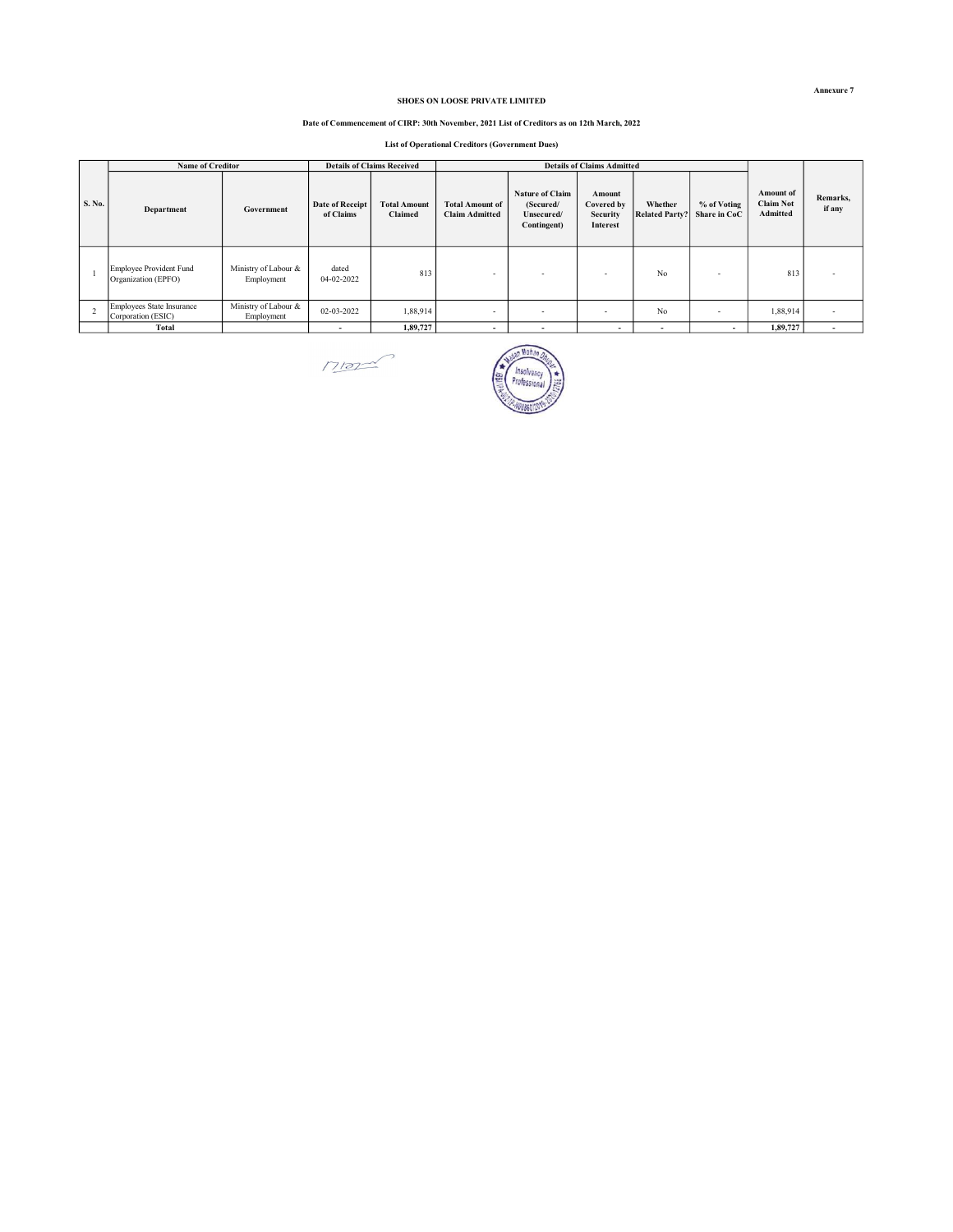Annexure 7

**SHOES ON LOOSE PRIVATE LIMITED**

**Date of Commencement of CIRP: 30th November, 2021 List of Creditors as on 12th March, 2022**

**List of Operational Creditors (Government Dues)**

| S. No. | Name of Creditor | | Details of Claims Received | | Details of Claims Admitted | | | | | Amount of Claim Not Admitted | Remarks, if any |
|---|---|---|---|---|---|---|---|---|---|---|---|
| | Department | Government | Date of Receipt of Claims | Total Amount Claimed | Total Amount of Claim Admitted | Nature of Claim (Secured/ Unsecured/ Contingent) | Amount Covered by Security Interest | Whether Related Party? | % of Voting Share in CoC | | |
| 1 | Employee Provident Fund Organization (EPFO) | Ministry of Labour & Employment | dated 04-02-2022 | 813 | - | - | - | No | - | 813 | - |
| 2 | Employees State Insurance Corporation (ESIC) | Ministry of Labour & Employment | 02-03-2022 | 1,88,914 | - | - | - | No | - | 1,88,914 | - |
| | **Total** | | **-** | **1,89,727** | **-** | **-** | **-** | **-** | **-** | **1,89,727** | **-** |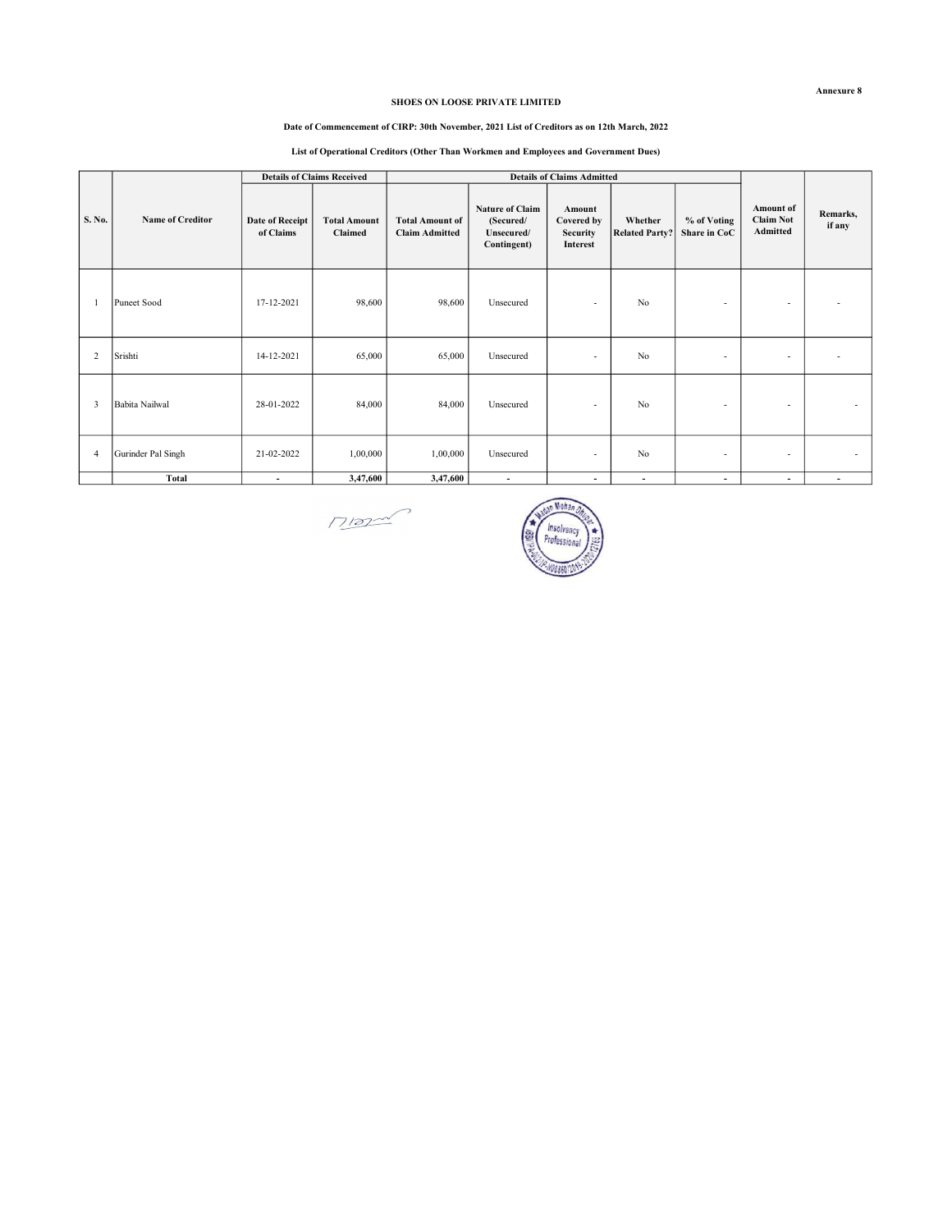Annexure 8

**SHOES ON LOOSE PRIVATE LIMITED**

**Date of Commencement of CIRP: 30th November, 2021 List of Creditors as on 12th March, 2022**

**List of Operational Creditors (Other Than Workmen and Employees and Government Dues)**

| S. No. | Name of Creditor | Details of Claims Received | | Details of Claims Admitted | | | | | Amount of Claim Not Admitted | Remarks, if any |
|---|---|---|---|---|---|---|---|---|---|---|
| | | Date of Receipt of Claims | Total Amount Claimed | Total Amount of Claim Admitted | Nature of Claim (Secured/ Unsecured/ Contingent) | Amount Covered by Security Interest | Whether Related Party? | % of Voting Share in CoC | | |
| 1 | Puneet Sood | 17-12-2021 | 98,600 | 98,600 | Unsecured | - | No | - | - | - |
| 2 | Srishti | 14-12-2021 | 65,000 | 65,000 | Unsecured | - | No | - | - | - |
| 3 | Babita Nailwal | 28-01-2022 | 84,000 | 84,000 | Unsecured | - | No | - | - | - |
| 4 | Gurinder Pal Singh | 21-02-2022 | 1,00,000 | 1,00,000 | Unsecured | - | No | - | - | - |
| | **Total** | **-** | **3,47,600** | **3,47,600** | **-** | **-** | **-** | **-** | **-** | **-** |

Madan Mohan Dhyani
Insolvency Professional
IBBI/IPA-002/IP-N00860/2019-2020/12763